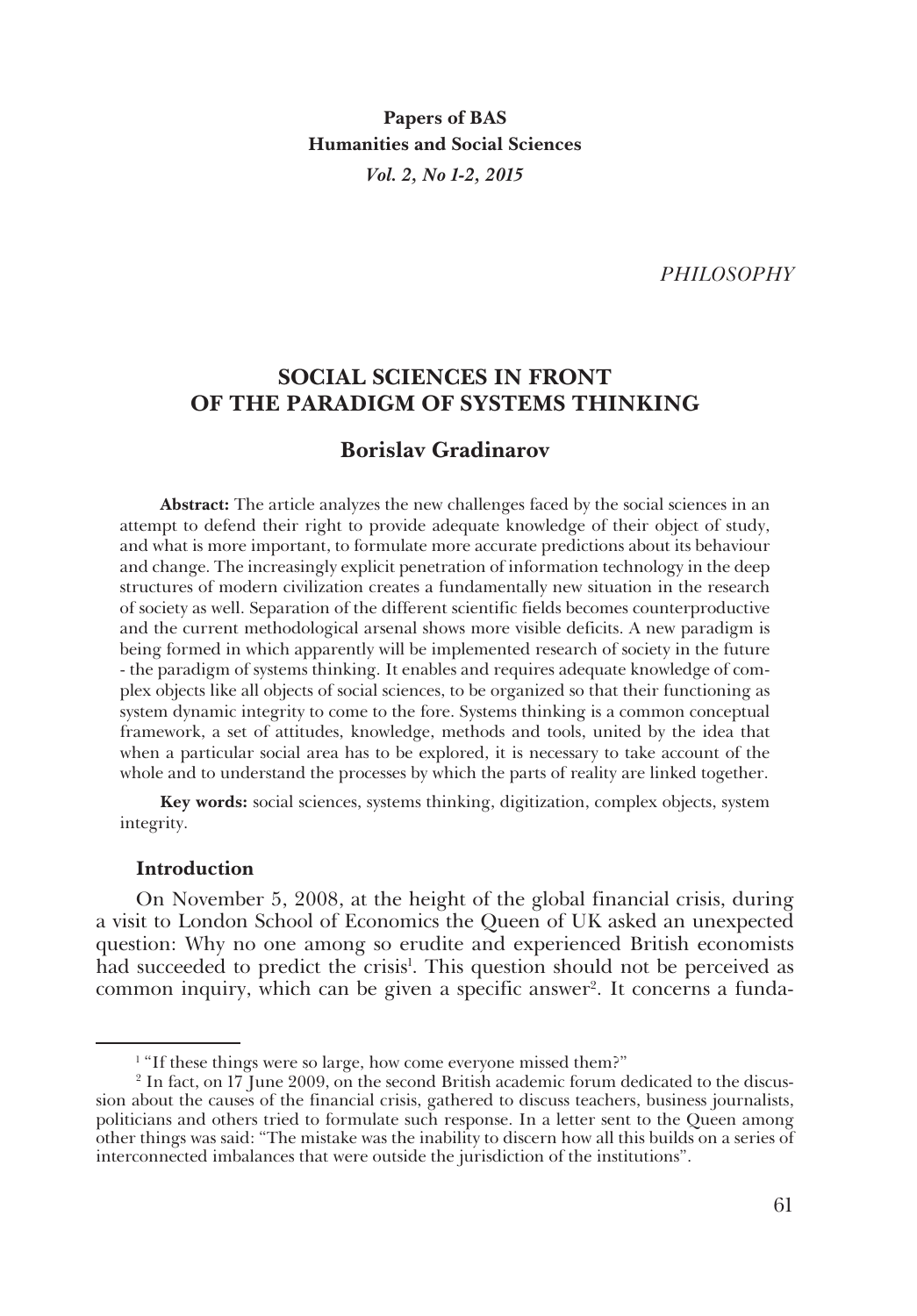**Papers of BAS**
**Humanities and Social Sciences**
*Vol. 2, No 1-2, 2015*

*PHILOSOPHY*

# SOCIAL SCIENCES IN FRONT OF THE PARADIGM OF SYSTEMS THINKING

## Borislav Gradinarov

**Abstract:** The article analyzes the new challenges faced by the social sciences in an attempt to defend their right to provide adequate knowledge of their object of study, and what is more important, to formulate more accurate predictions about its behaviour and change. The increasingly explicit penetration of information technology in the deep structures of modern civilization creates a fundamentally new situation in the research of society as well. Separation of the different scientific fields becomes counterproductive and the current methodological arsenal shows more visible deficits. A new paradigm is being formed in which apparently will be implemented research of society in the future - the paradigm of systems thinking. It enables and requires adequate knowledge of complex objects like all objects of social sciences, to be organized so that their functioning as system dynamic integrity to come to the fore. Systems thinking is a common conceptual framework, a set of attitudes, knowledge, methods and tools, united by the idea that when a particular social area has to be explored, it is necessary to take account of the whole and to understand the processes by which the parts of reality are linked together.

**Key words:** social sciences, systems thinking, digitization, complex objects, system integrity.

### Introduction

On November 5, 2008, at the height of the global financial crisis, during a visit to London School of Economics the Queen of UK asked an unexpected question: Why no one among so erudite and experienced British economists had succeeded to predict the crisis[1]. This question should not be perceived as common inquiry, which can be given a specific answer[2]. It concerns a funda-

---

[1] "If these things were so large, how come everyone missed them?"

[2] In fact, on 17 June 2009, on the second British academic forum dedicated to the discussion about the causes of the financial crisis, gathered to discuss teachers, business journalists, politicians and others tried to formulate such response. In a letter sent to the Queen among other things was said: "The mistake was the inability to discern how all this builds on a series of interconnected imbalances that were outside the jurisdiction of the institutions".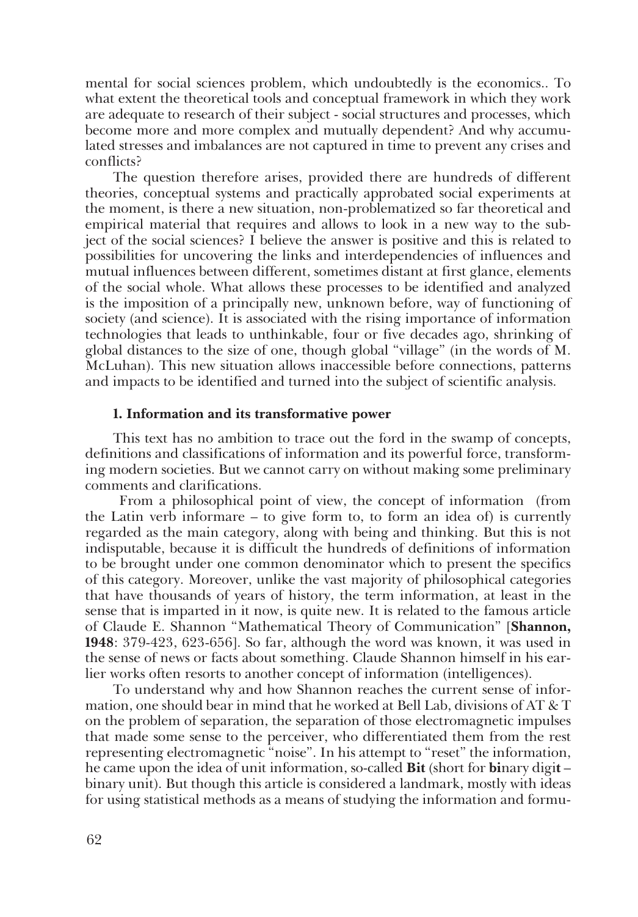mental for social sciences problem, which undoubtedly is the economics.. To what extent the theoretical tools and conceptual framework in which they work are adequate to research of their subject - social structures and processes, which become more and more complex and mutually dependent? And why accumulated stresses and imbalances are not captured in time to prevent any crises and conflicts?

The question therefore arises, provided there are hundreds of different theories, conceptual systems and practically approbated social experiments at the moment, is there a new situation, non-problematized so far theoretical and empirical material that requires and allows to look in a new way to the subject of the social sciences? I believe the answer is positive and this is related to possibilities for uncovering the links and interdependencies of influences and mutual influences between different, sometimes distant at first glance, elements of the social whole. What allows these processes to be identified and analyzed is the imposition of a principally new, unknown before, way of functioning of society (and science). It is associated with the rising importance of information technologies that leads to unthinkable, four or five decades ago, shrinking of global distances to the size of one, though global "village" (in the words of M. McLuhan). This new situation allows inaccessible before connections, patterns and impacts to be identified and turned into the subject of scientific analysis.

### 1. Information and its transformative power

This text has no ambition to trace out the ford in the swamp of concepts, definitions and classifications of information and its powerful force, transforming modern societies. But we cannot carry on without making some preliminary comments and clarifications.

From a philosophical point of view, the concept of information (from the Latin verb informare – to give form to, to form an idea of) is currently regarded as the main category, along with being and thinking. But this is not indisputable, because it is difficult the hundreds of definitions of information to be brought under one common denominator which to present the specifics of this category. Moreover, unlike the vast majority of philosophical categories that have thousands of years of history, the term information, at least in the sense that is imparted in it now, is quite new. It is related to the famous article of Claude E. Shannon "Mathematical Theory of Communication" [**Shannon, 1948**: 379-423, 623-656]. So far, although the word was known, it was used in the sense of news or facts about something. Claude Shannon himself in his earlier works often resorts to another concept of information (intelligences).

To understand why and how Shannon reaches the current sense of information, one should bear in mind that he worked at Bell Lab, divisions of AT & T on the problem of separation, the separation of those electromagnetic impulses that made some sense to the perceiver, who differentiated them from the rest representing electromagnetic "noise". In his attempt to "reset" the information, he came upon the idea of unit information, so-called **Bit** (short for **bi**nary digi**t** – binary unit). But though this article is considered a landmark, mostly with ideas for using statistical methods as a means of studying the information and formu-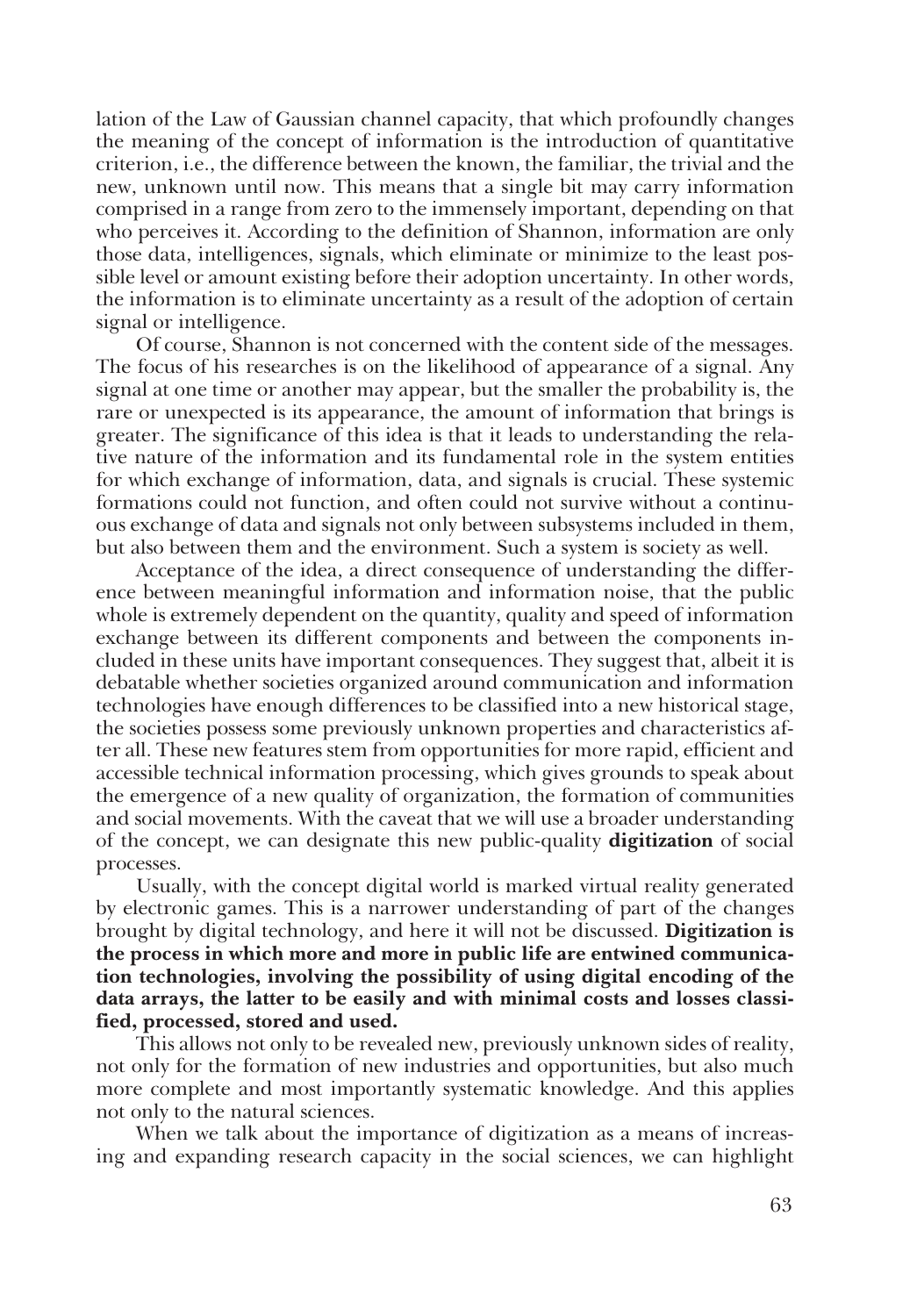lation of the Law of Gaussian channel capacity, that which profoundly changes the meaning of the concept of information is the introduction of quantitative criterion, i.e., the difference between the known, the familiar, the trivial and the new, unknown until now. This means that a single bit may carry information comprised in a range from zero to the immensely important, depending on that who perceives it. According to the definition of Shannon, information are only those data, intelligences, signals, which eliminate or minimize to the least possible level or amount existing before their adoption uncertainty. In other words, the information is to eliminate uncertainty as a result of the adoption of certain signal or intelligence.

Of course, Shannon is not concerned with the content side of the messages. The focus of his researches is on the likelihood of appearance of a signal. Any signal at one time or another may appear, but the smaller the probability is, the rare or unexpected is its appearance, the amount of information that brings is greater. The significance of this idea is that it leads to understanding the relative nature of the information and its fundamental role in the system entities for which exchange of information, data, and signals is crucial. These systemic formations could not function, and often could not survive without a continuous exchange of data and signals not only between subsystems included in them, but also between them and the environment. Such a system is society as well.

Acceptance of the idea, a direct consequence of understanding the difference between meaningful information and information noise, that the public whole is extremely dependent on the quantity, quality and speed of information exchange between its different components and between the components included in these units have important consequences. They suggest that, albeit it is debatable whether societies organized around communication and information technologies have enough differences to be classified into a new historical stage, the societies possess some previously unknown properties and characteristics after all. These new features stem from opportunities for more rapid, efficient and accessible technical information processing, which gives grounds to speak about the emergence of a new quality of organization, the formation of communities and social movements. With the caveat that we will use a broader understanding of the concept, we can designate this new public-quality **digitization** of social processes.

Usually, with the concept digital world is marked virtual reality generated by electronic games. This is a narrower understanding of part of the changes brought by digital technology, and here it will not be discussed. **Digitization is the process in which more and more in public life are entwined communication technologies, involving the possibility of using digital encoding of the data arrays, the latter to be easily and with minimal costs and losses classified, processed, stored and used.**

This allows not only to be revealed new, previously unknown sides of reality, not only for the formation of new industries and opportunities, but also much more complete and most importantly systematic knowledge. And this applies not only to the natural sciences.

When we talk about the importance of digitization as a means of increasing and expanding research capacity in the social sciences, we can highlight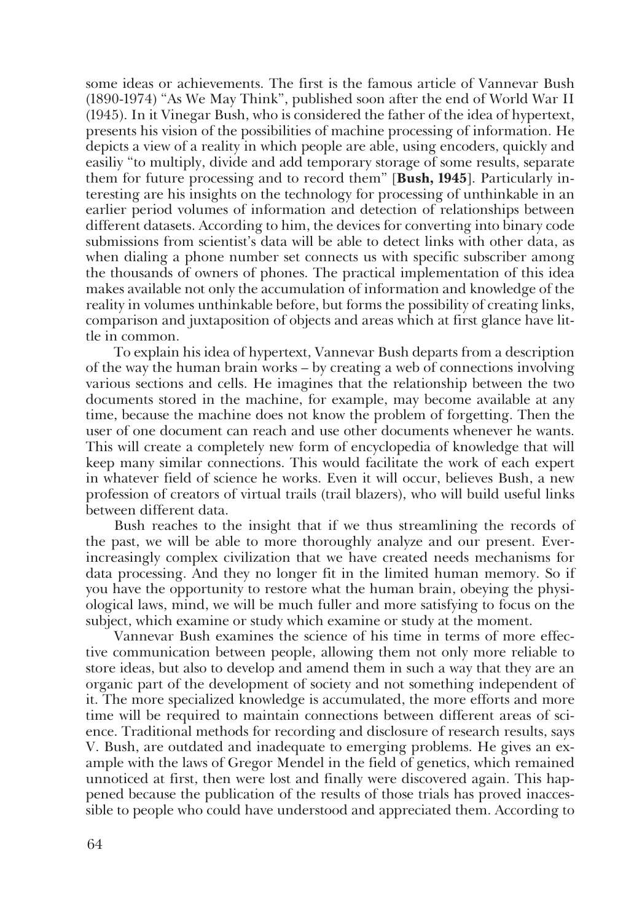some ideas or achievements. The first is the famous article of Vannevar Bush (1890-1974) "As We May Think", published soon after the end of World War II (1945). In it Vinegar Bush, who is considered the father of the idea of hypertext, presents his vision of the possibilities of machine processing of information. He depicts a view of a reality in which people are able, using encoders, quickly and easiliy "to multiply, divide and add temporary storage of some results, separate them for future processing and to record them" [**Bush, 1945**]. Particularly interesting are his insights on the technology for processing of unthinkable in an earlier period volumes of information and detection of relationships between different datasets. According to him, the devices for converting into binary code submissions from scientist's data will be able to detect links with other data, as when dialing a phone number set connects us with specific subscriber among the thousands of owners of phones. The practical implementation of this idea makes available not only the accumulation of information and knowledge of the reality in volumes unthinkable before, but forms the possibility of creating links, comparison and juxtaposition of objects and areas which at first glance have little in common.

To explain his idea of hypertext, Vannevar Bush departs from a description of the way the human brain works – by creating a web of connections involving various sections and cells. He imagines that the relationship between the two documents stored in the machine, for example, may become available at any time, because the machine does not know the problem of forgetting. Then the user of one document can reach and use other documents whenever he wants. This will create a completely new form of encyclopedia of knowledge that will keep many similar connections. This would facilitate the work of each expert in whatever field of science he works. Even it will occur, believes Bush, a new profession of creators of virtual trails (trail blazers), who will build useful links between different data.

Bush reaches to the insight that if we thus streamlining the records of the past, we will be able to more thoroughly analyze and our present. Ever-increasingly complex civilization that we have created needs mechanisms for data processing. And they no longer fit in the limited human memory. So if you have the opportunity to restore what the human brain, obeying the physiological laws, mind, we will be much fuller and more satisfying to focus on the subject, which examine or study which examine or study at the moment.

Vannevar Bush examines the science of his time in terms of more effective communication between people, allowing them not only more reliable to store ideas, but also to develop and amend them in such a way that they are an organic part of the development of society and not something independent of it. The more specialized knowledge is accumulated, the more efforts and more time will be required to maintain connections between different areas of science. Traditional methods for recording and disclosure of research results, says V. Bush, are outdated and inadequate to emerging problems. He gives an example with the laws of Gregor Mendel in the field of genetics, which remained unnoticed at first, then were lost and finally were discovered again. This happened because the publication of the results of those trials has proved inaccessible to people who could have understood and appreciated them. According to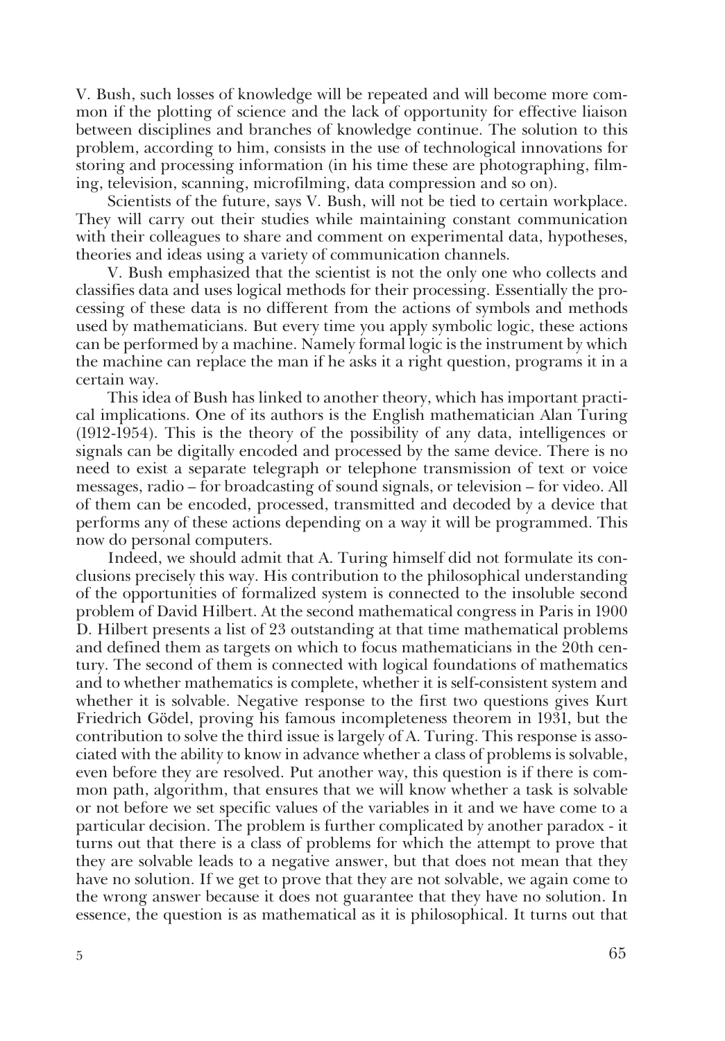V. Bush, such losses of knowledge will be repeated and will become more common if the plotting of science and the lack of opportunity for effective liaison between disciplines and branches of knowledge continue. The solution to this problem, according to him, consists in the use of technological innovations for storing and processing information (in his time these are photographing, filming, television, scanning, microfilming, data compression and so on).

Scientists of the future, says V. Bush, will not be tied to certain workplace. They will carry out their studies while maintaining constant communication with their colleagues to share and comment on experimental data, hypotheses, theories and ideas using a variety of communication channels.

V. Bush emphasized that the scientist is not the only one who collects and classifies data and uses logical methods for their processing. Essentially the processing of these data is no different from the actions of symbols and methods used by mathematicians. But every time you apply symbolic logic, these actions can be performed by a machine. Namely formal logic is the instrument by which the machine can replace the man if he asks it a right question, programs it in a certain way.

This idea of Bush has linked to another theory, which has important practical implications. One of its authors is the English mathematician Alan Turing (1912-1954). This is the theory of the possibility of any data, intelligences or signals can be digitally encoded and processed by the same device. There is no need to exist a separate telegraph or telephone transmission of text or voice messages, radio – for broadcasting of sound signals, or television – for video. All of them can be encoded, processed, transmitted and decoded by a device that performs any of these actions depending on a way it will be programmed. This now do personal computers.

Indeed, we should admit that A. Turing himself did not formulate its conclusions precisely this way. His contribution to the philosophical understanding of the opportunities of formalized system is connected to the insoluble second problem of David Hilbert. At the second mathematical congress in Paris in 1900 D. Hilbert presents a list of 23 outstanding at that time mathematical problems and defined them as targets on which to focus mathematicians in the 20th century. The second of them is connected with logical foundations of mathematics and to whether mathematics is complete, whether it is self-consistent system and whether it is solvable. Negative response to the first two questions gives Kurt Friedrich Gödel, proving his famous incompleteness theorem in 1931, but the contribution to solve the third issue is largely of A. Turing. This response is associated with the ability to know in advance whether a class of problems is solvable, even before they are resolved. Put another way, this question is if there is common path, algorithm, that ensures that we will know whether a task is solvable or not before we set specific values of the variables in it and we have come to a particular decision. The problem is further complicated by another paradox - it turns out that there is a class of problems for which the attempt to prove that they are solvable leads to a negative answer, but that does not mean that they have no solution. If we get to prove that they are not solvable, we again come to the wrong answer because it does not guarantee that they have no solution. In essence, the question is as mathematical as it is philosophical. It turns out that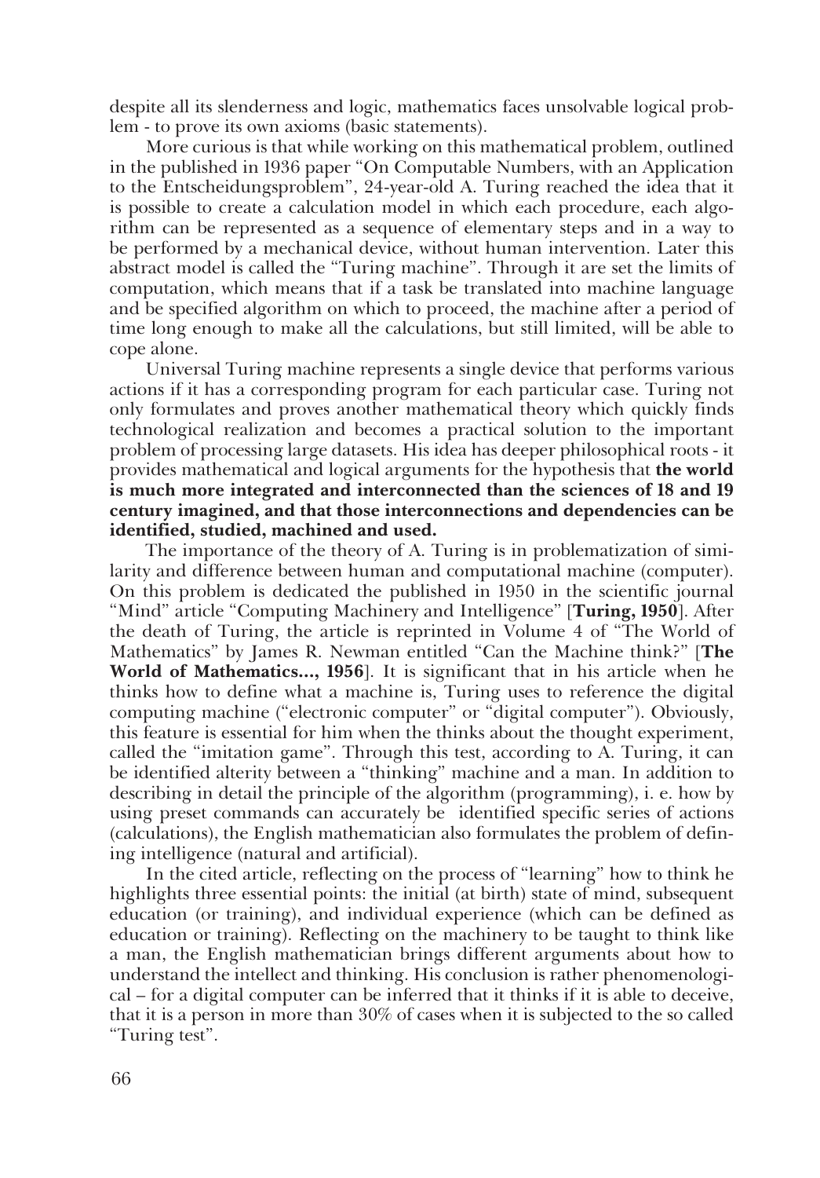despite all its slenderness and logic, mathematics faces unsolvable logical problem - to prove its own axioms (basic statements).

More curious is that while working on this mathematical problem, outlined in the published in 1936 paper "On Computable Numbers, with an Application to the Entscheidungsproblem", 24-year-old A. Turing reached the idea that it is possible to create a calculation model in which each procedure, each algorithm can be represented as a sequence of elementary steps and in a way to be performed by a mechanical device, without human intervention. Later this abstract model is called the "Turing machine". Through it are set the limits of computation, which means that if a task be translated into machine language and be specified algorithm on which to proceed, the machine after a period of time long enough to make all the calculations, but still limited, will be able to cope alone.

Universal Turing machine represents a single device that performs various actions if it has a corresponding program for each particular case. Turing not only formulates and proves another mathematical theory which quickly finds technological realization and becomes a practical solution to the important problem of processing large datasets. His idea has deeper philosophical roots - it provides mathematical and logical arguments for the hypothesis that **the world is much more integrated and interconnected than the sciences of 18 and 19 century imagined, and that those interconnections and dependencies can be identified, studied, machined and used.**

The importance of the theory of A. Turing is in problematization of similarity and difference between human and computational machine (computer). On this problem is dedicated the published in 1950 in the scientific journal "Mind" article "Computing Machinery and Intelligence" [**Turing, 1950**]. After the death of Turing, the article is reprinted in Volume 4 of "The World of Mathematics" by James R. Newman entitled "Can the Machine think?" [**The World of Mathematics..., 1956**]. It is significant that in his article when he thinks how to define what a machine is, Turing uses to reference the digital computing machine ("electronic computer" or "digital computer"). Obviously, this feature is essential for him when the thinks about the thought experiment, called the "imitation game". Through this test, according to A. Turing, it can be identified alterity between a "thinking" machine and a man. In addition to describing in detail the principle of the algorithm (programming), i. e. how by using preset commands can accurately be identified specific series of actions (calculations), the English mathematician also formulates the problem of defining intelligence (natural and artificial).

In the cited article, reflecting on the process of "learning" how to think he highlights three essential points: the initial (at birth) state of mind, subsequent education (or training), and individual experience (which can be defined as education or training). Reflecting on the machinery to be taught to think like a man, the English mathematician brings different arguments about how to understand the intellect and thinking. His conclusion is rather phenomenological – for a digital computer can be inferred that it thinks if it is able to deceive, that it is a person in more than 30% of cases when it is subjected to the so called "Turing test".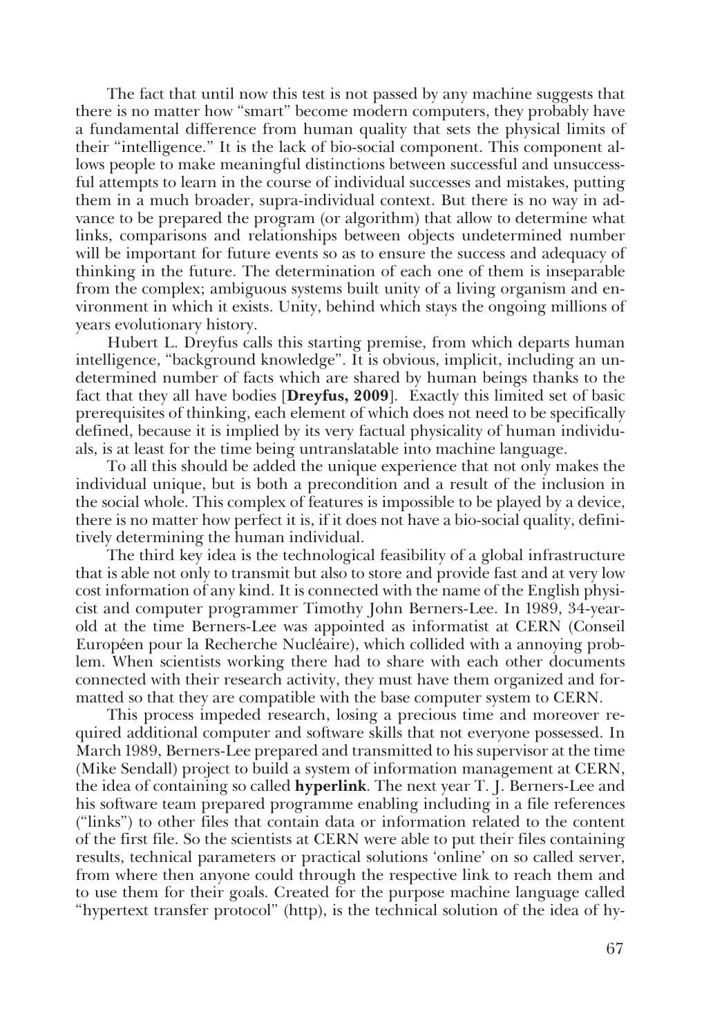The fact that until now this test is not passed by any machine suggests that there is no matter how "smart" become modern computers, they probably have a fundamental difference from human quality that sets the physical limits of their "intelligence." It is the lack of bio-social component. This component allows people to make meaningful distinctions between successful and unsuccessful attempts to learn in the course of individual successes and mistakes, putting them in a much broader, supra-individual context. But there is no way in advance to be prepared the program (or algorithm) that allow to determine what links, comparisons and relationships between objects undetermined number will be important for future events so as to ensure the success and adequacy of thinking in the future. The determination of each one of them is inseparable from the complex; ambiguous systems built unity of a living organism and environment in which it exists. Unity, behind which stays the ongoing millions of years evolutionary history.

Hubert L. Dreyfus calls this starting premise, from which departs human intelligence, "background knowledge". It is obvious, implicit, including an undetermined number of facts which are shared by human beings thanks to the fact that they all have bodies [**Dreyfus, 2009**]. Exactly this limited set of basic prerequisites of thinking, each element of which does not need to be specifically defined, because it is implied by its very factual physicality of human individuals, is at least for the time being untranslatable into machine language.

To all this should be added the unique experience that not only makes the individual unique, but is both a precondition and a result of the inclusion in the social whole. This complex of features is impossible to be played by a device, there is no matter how perfect it is, if it does not have a bio-social quality, definitively determining the human individual.

The third key idea is the technological feasibility of a global infrastructure that is able not only to transmit but also to store and provide fast and at very low cost information of any kind. It is connected with the name of the English physicist and computer programmer Timothy John Berners-Lee. In 1989, 34-year-old at the time Berners-Lee was appointed as informatist at CERN (Conseil Européen pour la Recherche Nucléaire), which collided with a annoying problem. When scientists working there had to share with each other documents connected with their research activity, they must have them organized and formatted so that they are compatible with the base computer system to CERN.

This process impeded research, losing a precious time and moreover required additional computer and software skills that not everyone possessed. In March 1989, Berners-Lee prepared and transmitted to his supervisor at the time (Mike Sendall) project to build a system of information management at CERN, the idea of containing so called **hyperlink**. The next year T. J. Berners-Lee and his software team prepared programme enabling including in a file references ("links") to other files that contain data or information related to the content of the first file. So the scientists at CERN were able to put their files containing results, technical parameters or practical solutions 'online' on so called server, from where then anyone could through the respective link to reach them and to use them for their goals. Created for the purpose machine language called "hypertext transfer protocol" (http), is the technical solution of the idea of hy-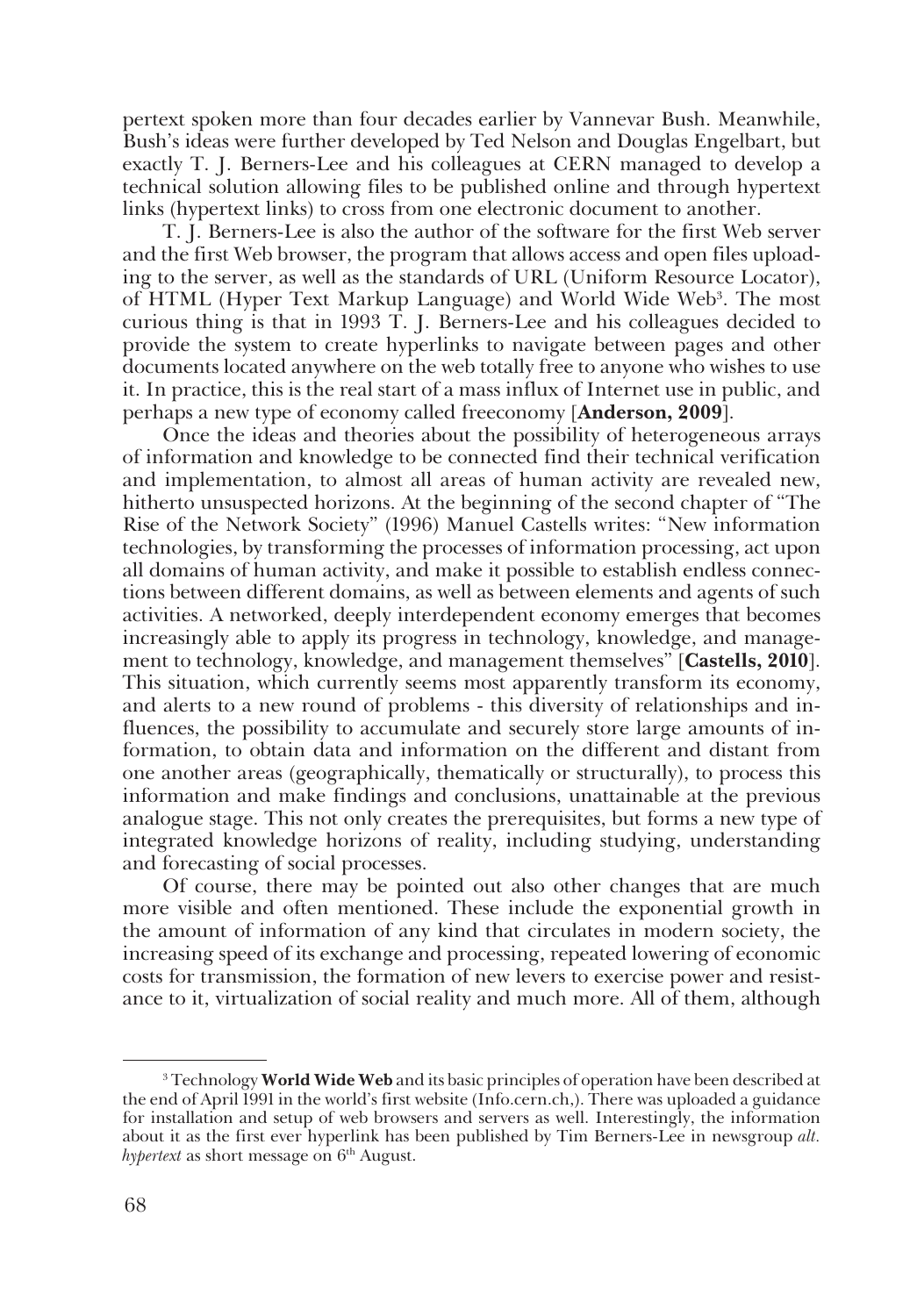pertext spoken more than four decades earlier by Vannevar Bush. Meanwhile, Bush's ideas were further developed by Ted Nelson and Douglas Engelbart, but exactly T. J. Berners-Lee and his colleagues at CERN managed to develop a technical solution allowing files to be published online and through hypertext links (hypertext links) to cross from one electronic document to another.

T. J. Berners-Lee is also the author of the software for the first Web server and the first Web browser, the program that allows access and open files uploading to the server, as well as the standards of URL (Uniform Resource Locator), of HTML (Hyper Text Markup Language) and World Wide Web[3]. The most curious thing is that in 1993 T. J. Berners-Lee and his colleagues decided to provide the system to create hyperlinks to navigate between pages and other documents located anywhere on the web totally free to anyone who wishes to use it. In practice, this is the real start of a mass influx of Internet use in public, and perhaps a new type of economy called freeconomy [**Anderson, 2009**].

Once the ideas and theories about the possibility of heterogeneous arrays of information and knowledge to be connected find their technical verification and implementation, to almost all areas of human activity are revealed new, hitherto unsuspected horizons. At the beginning of the second chapter of "The Rise of the Network Society" (1996) Manuel Castells writes: "New information technologies, by transforming the processes of information processing, act upon all domains of human activity, and make it possible to establish endless connections between different domains, as well as between elements and agents of such activities. A networked, deeply interdependent economy emerges that becomes increasingly able to apply its progress in technology, knowledge, and management to technology, knowledge, and management themselves" [**Castells, 2010**]. This situation, which currently seems most apparently transform its economy, and alerts to a new round of problems - this diversity of relationships and influences, the possibility to accumulate and securely store large amounts of information, to obtain data and information on the different and distant from one another areas (geographically, thematically or structurally), to process this information and make findings and conclusions, unattainable at the previous analogue stage. This not only creates the prerequisites, but forms a new type of integrated knowledge horizons of reality, including studying, understanding and forecasting of social processes.

Of course, there may be pointed out also other changes that are much more visible and often mentioned. These include the exponential growth in the amount of information of any kind that circulates in modern society, the increasing speed of its exchange and processing, repeated lowering of economic costs for transmission, the formation of new levers to exercise power and resistance to it, virtualization of social reality and much more. All of them, although

---

[3] Technology **World Wide Web** and its basic principles of operation have been described at the end of April 1991 in the world's first website (Info.cern.ch,). There was uploaded a guidance for installation and setup of web browsers and servers as well. Interestingly, the information about it as the first ever hyperlink has been published by Tim Berners-Lee in newsgroup *alt. hypertext* as short message on 6th August.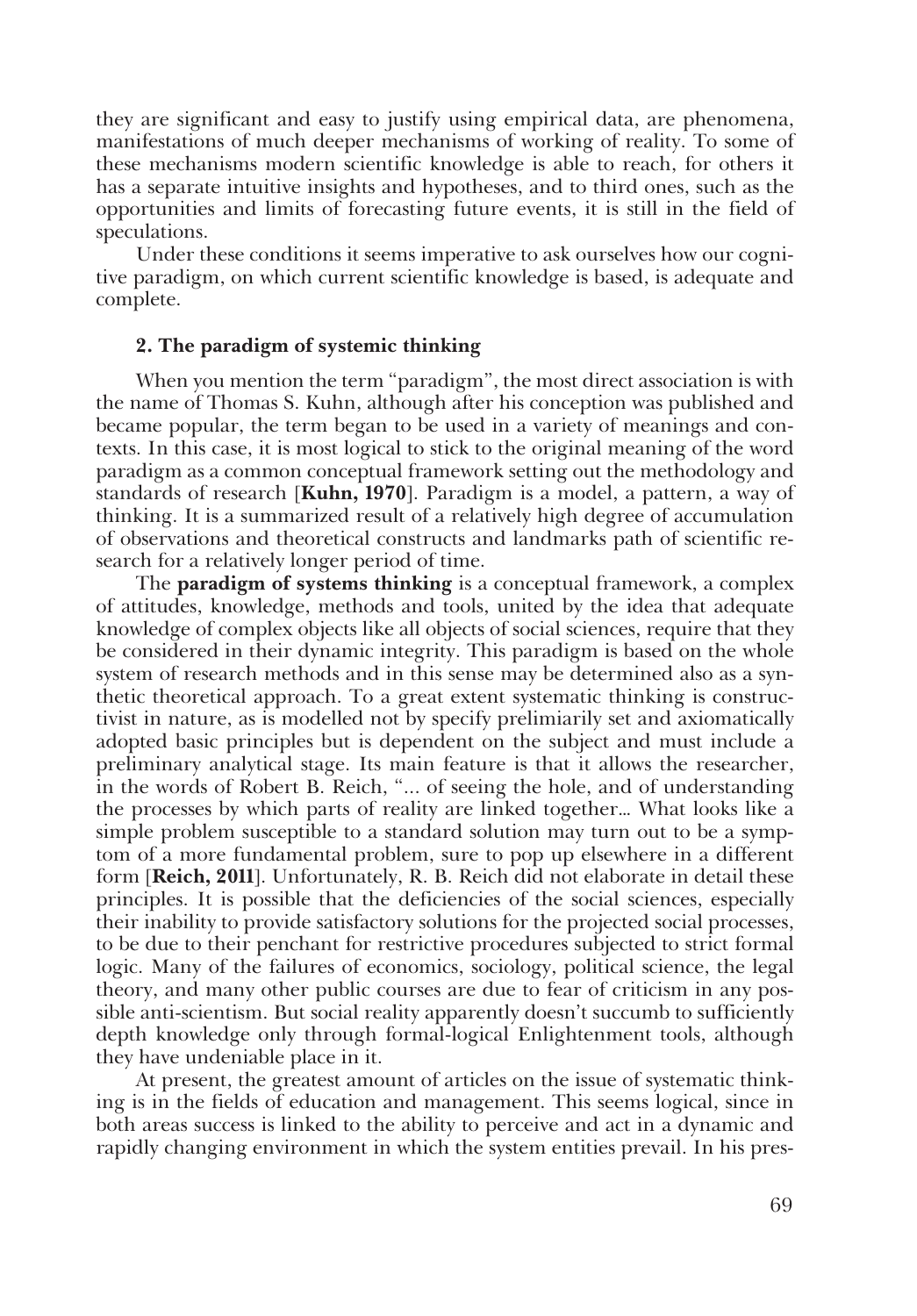they are significant and easy to justify using empirical data, are phenomena, manifestations of much deeper mechanisms of working of reality. To some of these mechanisms modern scientific knowledge is able to reach, for others it has a separate intuitive insights and hypotheses, and to third ones, such as the opportunities and limits of forecasting future events, it is still in the field of speculations.

Under these conditions it seems imperative to ask ourselves how our cognitive paradigm, on which current scientific knowledge is based, is adequate and complete.

## 2. The paradigm of systemic thinking

When you mention the term "paradigm", the most direct association is with the name of Thomas S. Kuhn, although after his conception was published and became popular, the term began to be used in a variety of meanings and contexts. In this case, it is most logical to stick to the original meaning of the word paradigm as a common conceptual framework setting out the methodology and standards of research [**Kuhn, 1970**]. Paradigm is a model, a pattern, a way of thinking. It is a summarized result of a relatively high degree of accumulation of observations and theoretical constructs and landmarks path of scientific research for a relatively longer period of time.

The **paradigm of systems thinking** is a conceptual framework, a complex of attitudes, knowledge, methods and tools, united by the idea that adequate knowledge of complex objects like all objects of social sciences, require that they be considered in their dynamic integrity. This paradigm is based on the whole system of research methods and in this sense may be determined also as a synthetic theoretical approach. To a great extent systematic thinking is constructivist in nature, as is modelled not by specify prelimiarily set and axiomatically adopted basic principles but is dependent on the subject and must include a preliminary analytical stage. Its main feature is that it allows the researcher, in the words of Robert B. Reich, "... of seeing the hole, and of understanding the processes by which parts of reality are linked together... What looks like a simple problem susceptible to a standard solution may turn out to be a symptom of a more fundamental problem, sure to pop up elsewhere in a different form [**Reich, 2011**]. Unfortunately, R. B. Reich did not elaborate in detail these principles. It is possible that the deficiencies of the social sciences, especially their inability to provide satisfactory solutions for the projected social processes, to be due to their penchant for restrictive procedures subjected to strict formal logic. Many of the failures of economics, sociology, political science, the legal theory, and many other public courses are due to fear of criticism in any possible anti-scientism. But social reality apparently doesn't succumb to sufficiently depth knowledge only through formal-logical Enlightenment tools, although they have undeniable place in it.

At present, the greatest amount of articles on the issue of systematic thinking is in the fields of education and management. This seems logical, since in both areas success is linked to the ability to perceive and act in a dynamic and rapidly changing environment in which the system entities prevail. In his pres-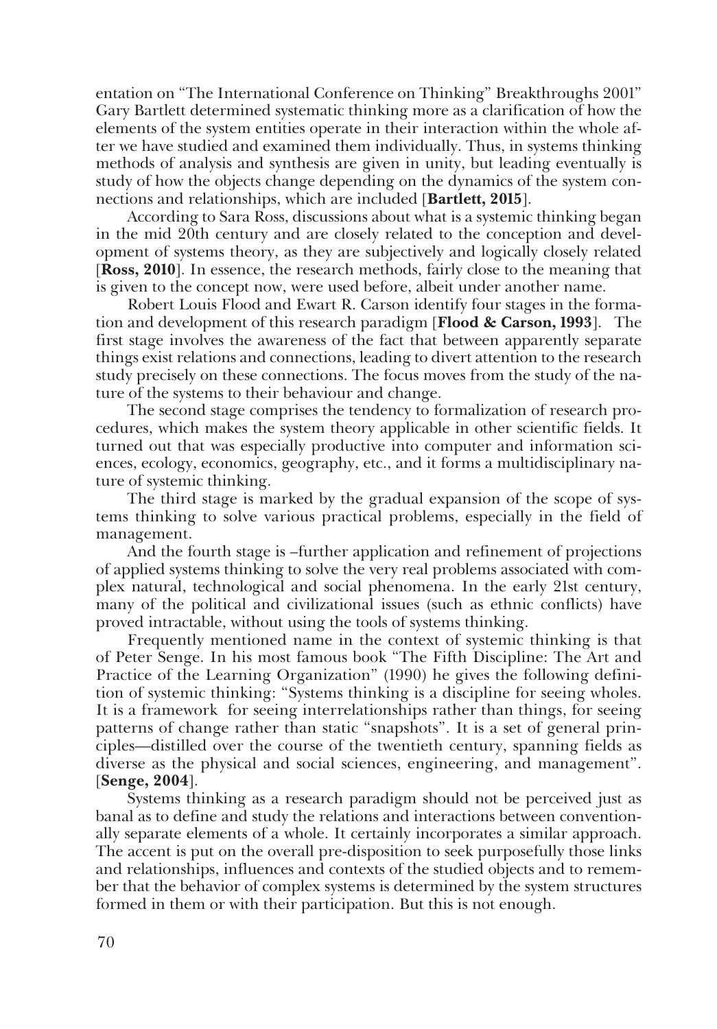entation on "The International Conference on Thinking" Breakthroughs 2001" Gary Bartlett determined systematic thinking more as a clarification of how the elements of the system entities operate in their interaction within the whole after we have studied and examined them individually. Thus, in systems thinking methods of analysis and synthesis are given in unity, but leading eventually is study of how the objects change depending on the dynamics of the system connections and relationships, which are included [**Bartlett, 2015**].

According to Sara Ross, discussions about what is a systemic thinking began in the mid 20th century and are closely related to the conception and development of systems theory, as they are subjectively and logically closely related [**Ross, 2010**]. In essence, the research methods, fairly close to the meaning that is given to the concept now, were used before, albeit under another name.

Robert Louis Flood and Ewart R. Carson identify four stages in the formation and development of this research paradigm [**Flood & Carson, 1993**]. The first stage involves the awareness of the fact that between apparently separate things exist relations and connections, leading to divert attention to the research study precisely on these connections. The focus moves from the study of the nature of the systems to their behaviour and change.

The second stage comprises the tendency to formalization of research procedures, which makes the system theory applicable in other scientific fields. It turned out that was especially productive into computer and information sciences, ecology, economics, geography, etc., and it forms a multidisciplinary nature of systemic thinking.

The third stage is marked by the gradual expansion of the scope of systems thinking to solve various practical problems, especially in the field of management.

And the fourth stage is –further application and refinement of projections of applied systems thinking to solve the very real problems associated with complex natural, technological and social phenomena. In the early 21st century, many of the political and civilizational issues (such as ethnic conflicts) have proved intractable, without using the tools of systems thinking.

Frequently mentioned name in the context of systemic thinking is that of Peter Senge. In his most famous book "The Fifth Discipline: The Art and Practice of the Learning Organization" (1990) he gives the following definition of systemic thinking: "Systems thinking is a discipline for seeing wholes. It is a framework for seeing interrelationships rather than things, for seeing patterns of change rather than static "snapshots". It is a set of general principles—distilled over the course of the twentieth century, spanning fields as diverse as the physical and social sciences, engineering, and management". [**Senge, 2004**].

Systems thinking as a research paradigm should not be perceived just as banal as to define and study the relations and interactions between conventionally separate elements of a whole. It certainly incorporates a similar approach. The accent is put on the overall pre-disposition to seek purposefully those links and relationships, influences and contexts of the studied objects and to remember that the behavior of complex systems is determined by the system structures formed in them or with their participation. But this is not enough.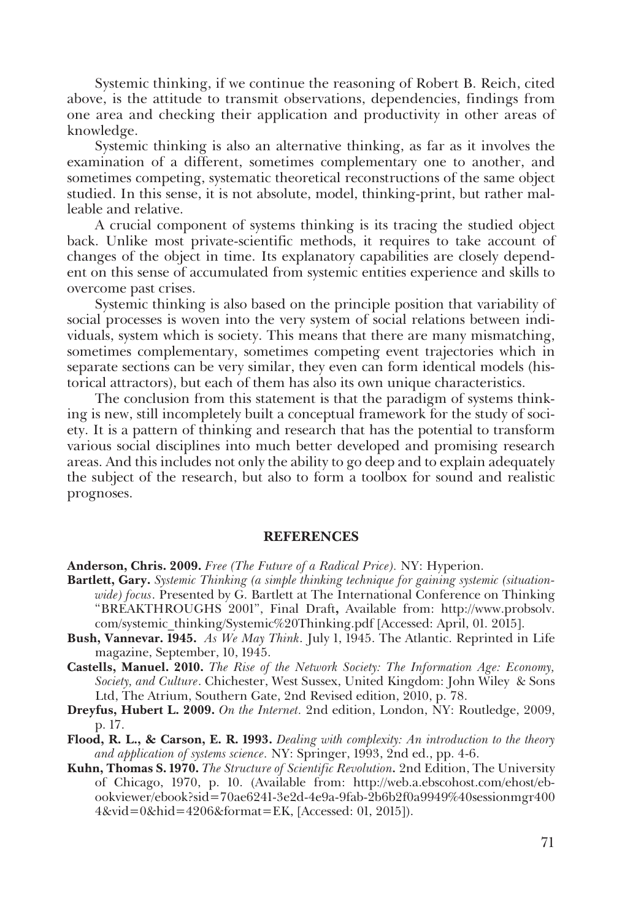Systemic thinking, if we continue the reasoning of Robert B. Reich, cited above, is the attitude to transmit observations, dependencies, findings from one area and checking their application and productivity in other areas of knowledge.

Systemic thinking is also an alternative thinking, as far as it involves the examination of a different, sometimes complementary one to another, and sometimes competing, systematic theoretical reconstructions of the same object studied. In this sense, it is not absolute, model, thinking-print, but rather malleable and relative.

A crucial component of systems thinking is its tracing the studied object back. Unlike most private-scientific methods, it requires to take account of changes of the object in time. Its explanatory capabilities are closely dependent on this sense of accumulated from systemic entities experience and skills to overcome past crises.

Systemic thinking is also based on the principle position that variability of social processes is woven into the very system of social relations between individuals, system which is society. This means that there are many mismatching, sometimes complementary, sometimes competing event trajectories which in separate sections can be very similar, they even can form identical models (historical attractors), but each of them has also its own unique characteristics.

The conclusion from this statement is that the paradigm of systems thinking is new, still incompletely built a conceptual framework for the study of society. It is a pattern of thinking and research that has the potential to transform various social disciplines into much better developed and promising research areas. And this includes not only the ability to go deep and to explain adequately the subject of the research, but also to form a toolbox for sound and realistic prognoses.

## REFERENCES

**Anderson, Chris. 2009.** *Free (The Future of a Radical Price).* NY: Hyperion.

**Bartlett, Gary.** *Systemic Thinking (a simple thinking technique for gaining systemic (situation-wide) focus.* Presented by G. Bartlett at The International Conference on Thinking "BREAKTHROUGHS 2001", Final Draft**,** Available from: http://www.probsolv.com/systemic_thinking/Systemic%20Thinking.pdf [Accessed: April, 01. 2015].

**Bush, Vannevar. 1945.** *As We May Think.* July 1, 1945. The Atlantic. Reprinted in Life magazine, September, 10, 1945.

**Castells, Manuel. 2010.** *The Rise of the Network Society: The Information Age: Economy, Society, and Culture.* Chichester, West Sussex, United Kingdom: John Wiley & Sons Ltd, The Atrium, Southern Gate, 2nd Revised edition, 2010, p. 78.

**Dreyfus, Hubert L. 2009.** *On the Internet.* 2nd edition, London, NY: Routledge, 2009, p. 17.

**Flood, R. L., & Carson, E. R. 1993.** *Dealing with complexity: An introduction to the theory and application of systems science.* NY: Springer, 1993, 2nd ed., pp. 4-6.

**Kuhn, Thomas S. 1970.** *The Structure of Scientific Revolution***.** 2nd Edition, The University of Chicago, 1970, p. 10. (Available from: http://web.a.ebscohost.com/ehost/ebookviewer/ebook?sid=70ae6241-3e2d-4e9a-9fab-2b6b2f0a9949%40sessionmgr4004&vid=0&hid=4206&format=EK, [Accessed: 01, 2015]).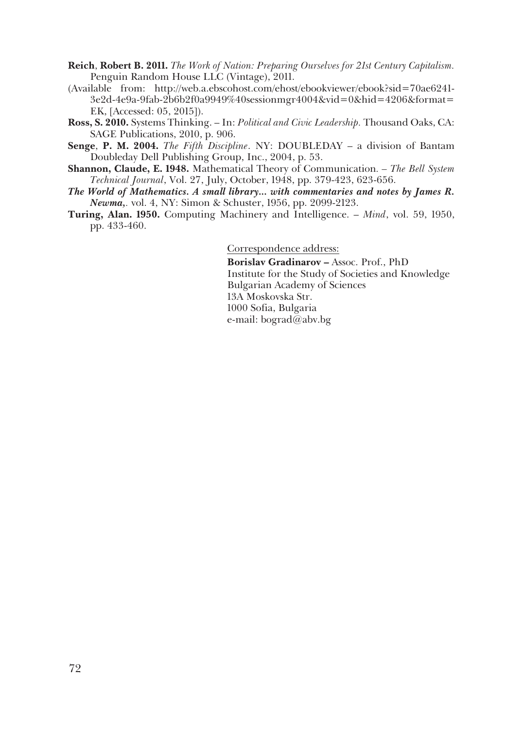**Reich**, **Robert B. 2011.** *The Work of Nation: Preparing Ourselves for 21st Century Capitalism.* Penguin Random House LLC (Vintage), 2011.

(Available from: http://web.a.ebscohost.com/ehost/ebookviewer/ebook?sid=70ae6241-3e2d-4e9a-9fab-2b6b2f0a9949%40sessionmgr4004&vid=0&hid=4206&format=EK, [Accessed: 05, 2015]).

**Ross, S. 2010.** Systems Thinking. – In: *Political and Civic Leadership.* Thousand Oaks, CA: SAGE Publications, 2010, p. 906.

**Senge**, **P. M. 2004.** *The Fifth Discipline*. NY: DOUBLEDAY – a division of Bantam Doubleday Dell Publishing Group, Inc., 2004, p. 53.

**Shannon, Claude, E. 1948.** Mathematical Theory of Communication. – *The Bell System Technical Journal*, Vol. 27, July, October, 1948, pp. 379-423, 623-656.

***The World of Mathematics. A small library... with commentaries and notes by James R. Newma,***. vol. 4, NY: Simon & Schuster, 1956, pp. 2099-2123.

**Turing, Alan. 1950.** Computing Machinery and Intelligence. – *Mind*, vol. 59, 1950, pp. 433-460.

Correspondence address:

**Borislav Gradinarov –** Assoc. Prof., PhD
Institute for the Study of Societies and Knowledge
Bulgarian Academy of Sciences
13A Moskovska Str.
1000 Sofia, Bulgaria
e-mail: bograd@abv.bg